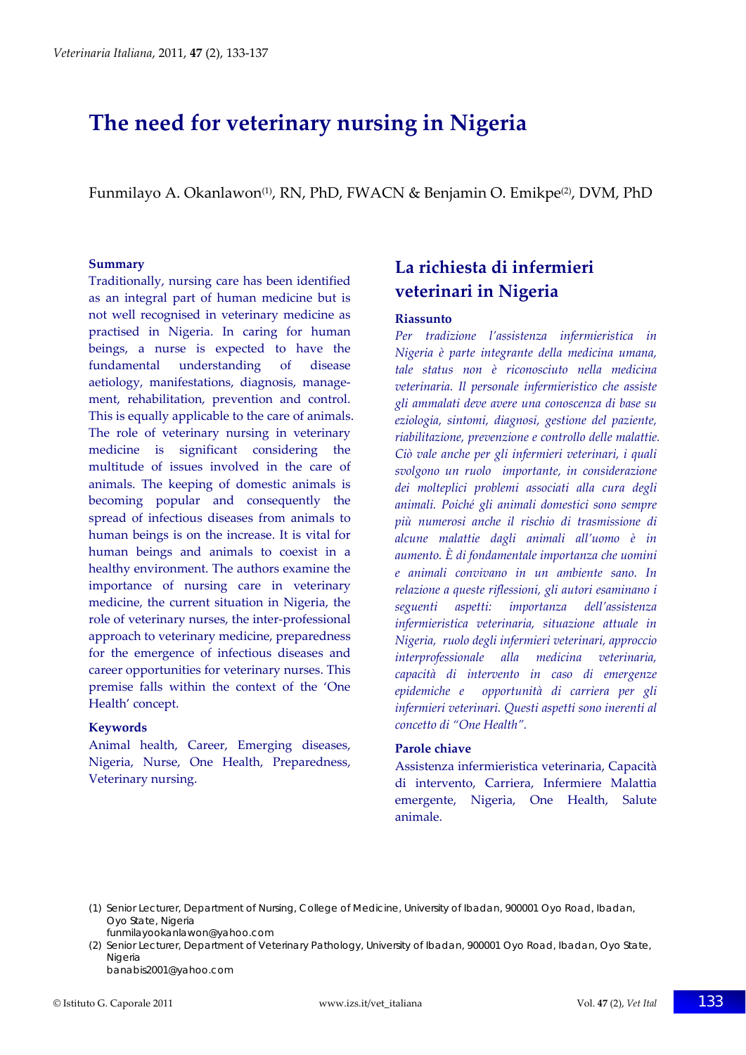# The need for veterinary nursing in Nigeria

Funmilayo A. Okanlawon[(1)], RN, PhD, FWACN & Benjamin O. Emikpe[(2)], DVM, PhD

### Summary

Traditionally, nursing care has been identified as an integral part of human medicine but is not well recognised in veterinary medicine as practised in Nigeria. In caring for human beings, a nurse is expected to have the fundamental understanding of disease aetiology, manifestations, diagnosis, management, rehabilitation, prevention and control. This is equally applicable to the care of animals. The role of veterinary nursing in veterinary medicine is significant considering the multitude of issues involved in the care of animals. The keeping of domestic animals is becoming popular and consequently the spread of infectious diseases from animals to human beings is on the increase. It is vital for human beings and animals to coexist in a healthy environment. The authors examine the importance of nursing care in veterinary medicine, the current situation in Nigeria, the role of veterinary nurses, the inter-professional approach to veterinary medicine, preparedness for the emergence of infectious diseases and career opportunities for veterinary nurses. This premise falls within the context of the 'One Health' concept.

### Keywords

Animal health, Career, Emerging diseases, Nigeria, Nurse, One Health, Preparedness, Veterinary nursing.

## La richiesta di infermieri veterinari in Nigeria

### Riassunto

*Per tradizione l'assistenza infermieristica in Nigeria è parte integrante della medicina umana, tale status non è riconosciuto nella medicina veterinaria. Il personale infermieristico che assiste gli ammalati deve avere una conoscenza di base su eziologia, sintomi, diagnosi, gestione del paziente, riabilitazione, prevenzione e controllo delle malattie. Ciò vale anche per gli infermieri veterinari, i quali svolgono un ruolo importante, in considerazione dei molteplici problemi associati alla cura degli animali. Poiché gli animali domestici sono sempre più numerosi anche il rischio di trasmissione di alcune malattie dagli animali all'uomo è in aumento. È di fondamentale importanza che uomini e animali convivano in un ambiente sano. In relazione a queste riflessioni, gli autori esaminano i seguenti aspetti: importanza dell'assistenza infermieristica veterinaria, situazione attuale in Nigeria, ruolo degli infermieri veterinari, approccio interprofessionale alla medicina veterinaria, capacità di intervento in caso di emergenze epidemiche e opportunità di carriera per gli infermieri veterinari. Questi aspetti sono inerenti al concetto di "One Health".*

### Parole chiave

Assistenza infermieristica veterinaria, Capacità di intervento, Carriera, Infermiere Malattia emergente, Nigeria, One Health, Salute animale.

(1) Senior Lecturer, Department of Nursing, College of Medicine, University of Ibadan, 900001 Oyo Road, Ibadan, Oyo State, Nigeria
funmilayookanlawon@yahoo.com

(2) Senior Lecturer, Department of Veterinary Pathology, University of Ibadan, 900001 Oyo Road, Ibadan, Oyo State, Nigeria
banabis2001@yahoo.com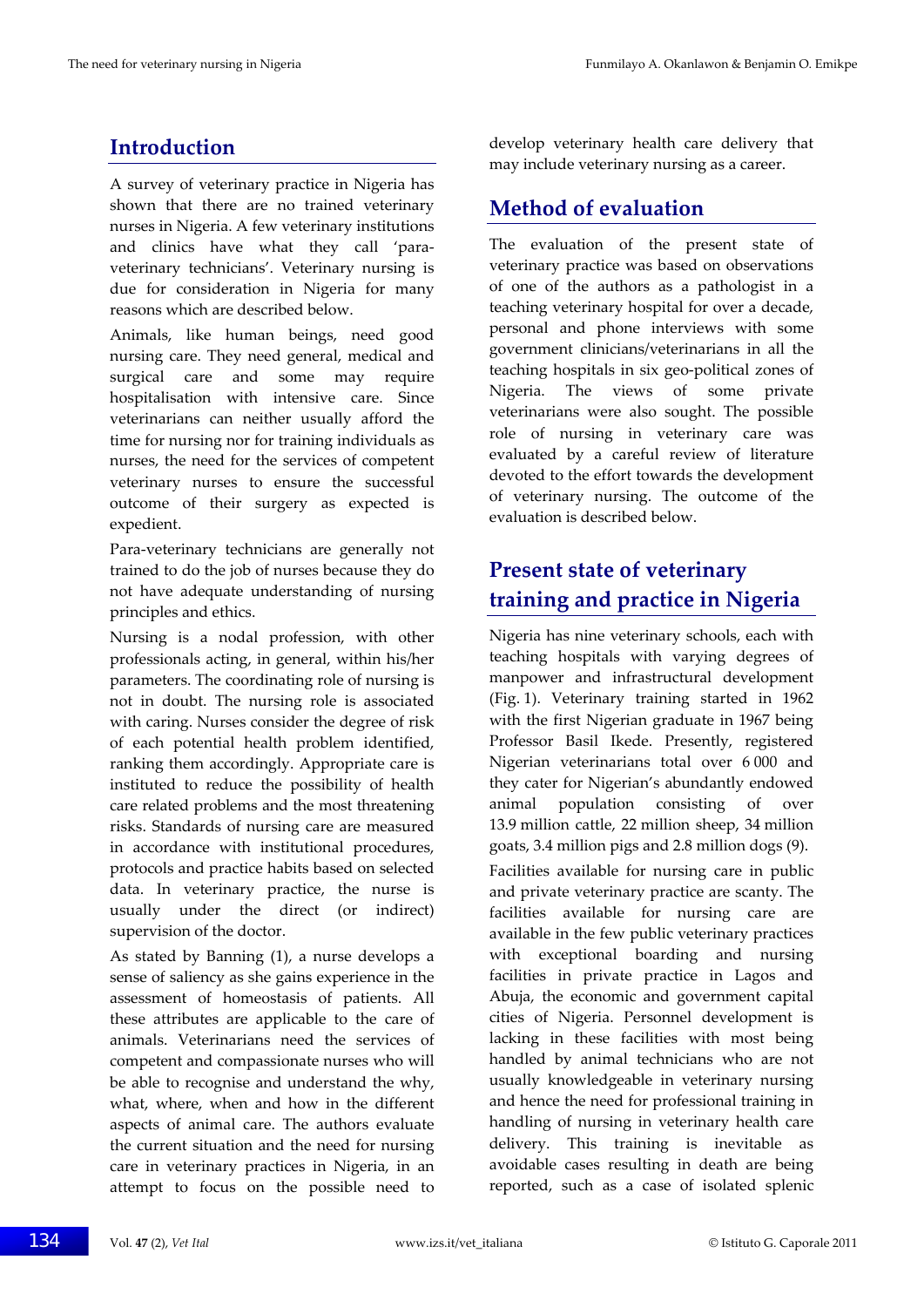## Introduction

A survey of veterinary practice in Nigeria has shown that there are no trained veterinary nurses in Nigeria. A few veterinary institutions and clinics have what they call 'para-veterinary technicians'. Veterinary nursing is due for consideration in Nigeria for many reasons which are described below.

Animals, like human beings, need good nursing care. They need general, medical and surgical care and some may require hospitalisation with intensive care. Since veterinarians can neither usually afford the time for nursing nor for training individuals as nurses, the need for the services of competent veterinary nurses to ensure the successful outcome of their surgery as expected is expedient.

Para-veterinary technicians are generally not trained to do the job of nurses because they do not have adequate understanding of nursing principles and ethics.

Nursing is a nodal profession, with other professionals acting, in general, within his/her parameters. The coordinating role of nursing is not in doubt. The nursing role is associated with caring. Nurses consider the degree of risk of each potential health problem identified, ranking them accordingly. Appropriate care is instituted to reduce the possibility of health care related problems and the most threatening risks. Standards of nursing care are measured in accordance with institutional procedures, protocols and practice habits based on selected data. In veterinary practice, the nurse is usually under the direct (or indirect) supervision of the doctor.

As stated by Banning (1), a nurse develops a sense of saliency as she gains experience in the assessment of homeostasis of patients. All these attributes are applicable to the care of animals. Veterinarians need the services of competent and compassionate nurses who will be able to recognise and understand the why, what, where, when and how in the different aspects of animal care. The authors evaluate the current situation and the need for nursing care in veterinary practices in Nigeria, in an attempt to focus on the possible need to develop veterinary health care delivery that may include veterinary nursing as a career.

## Method of evaluation

The evaluation of the present state of veterinary practice was based on observations of one of the authors as a pathologist in a teaching veterinary hospital for over a decade, personal and phone interviews with some government clinicians/veterinarians in all the teaching hospitals in six geo-political zones of Nigeria. The views of some private veterinarians were also sought. The possible role of nursing in veterinary care was evaluated by a careful review of literature devoted to the effort towards the development of veterinary nursing. The outcome of the evaluation is described below.

## Present state of veterinary training and practice in Nigeria

Nigeria has nine veterinary schools, each with teaching hospitals with varying degrees of manpower and infrastructural development (Fig. 1). Veterinary training started in 1962 with the first Nigerian graduate in 1967 being Professor Basil Ikede. Presently, registered Nigerian veterinarians total over 6 000 and they cater for Nigerian's abundantly endowed animal population consisting of over 13.9 million cattle, 22 million sheep, 34 million goats, 3.4 million pigs and 2.8 million dogs (9).

Facilities available for nursing care in public and private veterinary practice are scanty. The facilities available for nursing care are available in the few public veterinary practices with exceptional boarding and nursing facilities in private practice in Lagos and Abuja, the economic and government capital cities of Nigeria. Personnel development is lacking in these facilities with most being handled by animal technicians who are not usually knowledgeable in veterinary nursing and hence the need for professional training in handling of nursing in veterinary health care delivery. This training is inevitable as avoidable cases resulting in death are being reported, such as a case of isolated splenic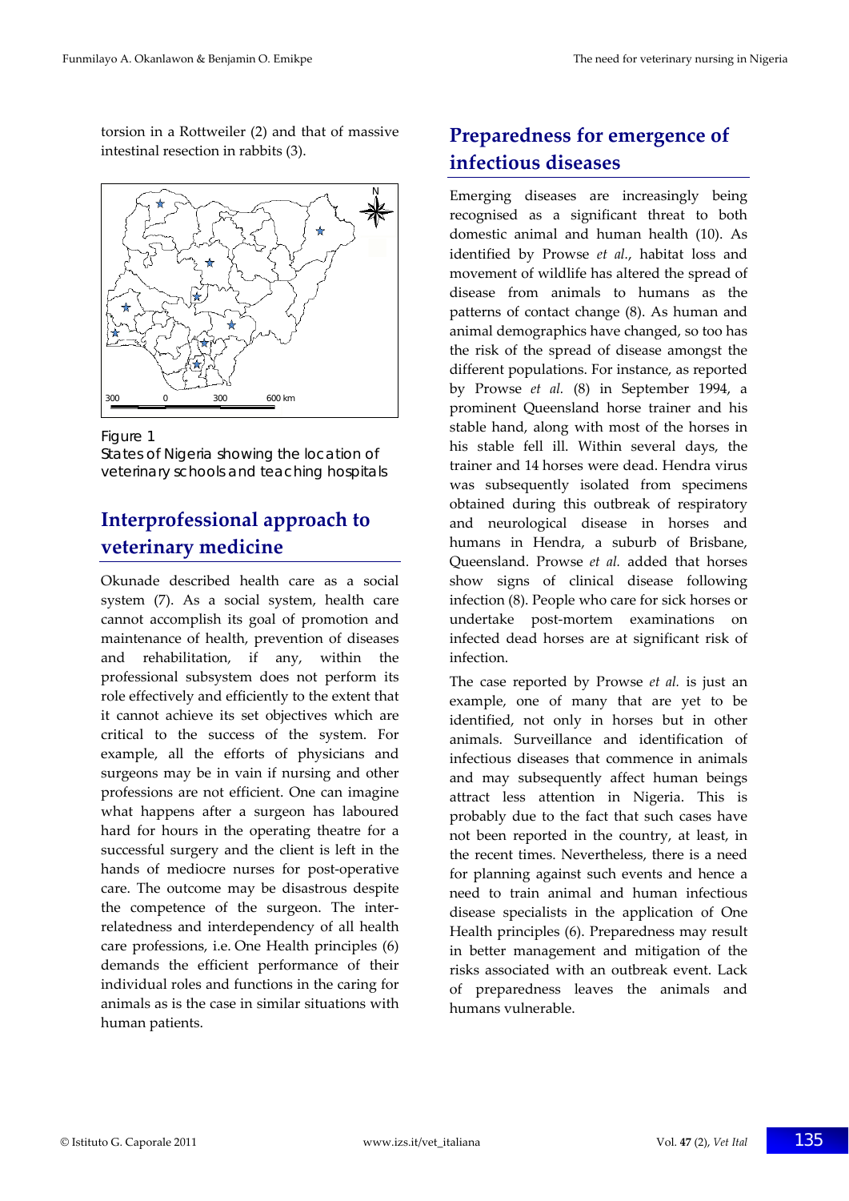torsion in a Rottweiler (2) and that of massive intestinal resection in rabbits (3).

Figure 1
States of Nigeria showing the location of veterinary schools and teaching hospitals

## Interprofessional approach to veterinary medicine

Okunade described health care as a social system (7). As a social system, health care cannot accomplish its goal of promotion and maintenance of health, prevention of diseases and rehabilitation, if any, within the professional subsystem does not perform its role effectively and efficiently to the extent that it cannot achieve its set objectives which are critical to the success of the system. For example, all the efforts of physicians and surgeons may be in vain if nursing and other professions are not efficient. One can imagine what happens after a surgeon has laboured hard for hours in the operating theatre for a successful surgery and the client is left in the hands of mediocre nurses for post-operative care. The outcome may be disastrous despite the competence of the surgeon. The inter-relatedness and interdependency of all health care professions, i.e. One Health principles (6) demands the efficient performance of their individual roles and functions in the caring for animals as is the case in similar situations with human patients.

## Preparedness for emergence of infectious diseases

Emerging diseases are increasingly being recognised as a significant threat to both domestic animal and human health (10). As identified by Prowse *et al.*, habitat loss and movement of wildlife has altered the spread of disease from animals to humans as the patterns of contact change (8). As human and animal demographics have changed, so too has the risk of the spread of disease amongst the different populations. For instance, as reported by Prowse *et al.* (8) in September 1994, a prominent Queensland horse trainer and his stable hand, along with most of the horses in his stable fell ill. Within several days, the trainer and 14 horses were dead. Hendra virus was subsequently isolated from specimens obtained during this outbreak of respiratory and neurological disease in horses and humans in Hendra, a suburb of Brisbane, Queensland. Prowse *et al.* added that horses show signs of clinical disease following infection (8). People who care for sick horses or undertake post-mortem examinations on infected dead horses are at significant risk of infection.

The case reported by Prowse *et al.* is just an example, one of many that are yet to be identified, not only in horses but in other animals. Surveillance and identification of infectious diseases that commence in animals and may subsequently affect human beings attract less attention in Nigeria. This is probably due to the fact that such cases have not been reported in the country, at least, in the recent times. Nevertheless, there is a need for planning against such events and hence a need to train animal and human infectious disease specialists in the application of One Health principles (6). Preparedness may result in better management and mitigation of the risks associated with an outbreak event. Lack of preparedness leaves the animals and humans vulnerable.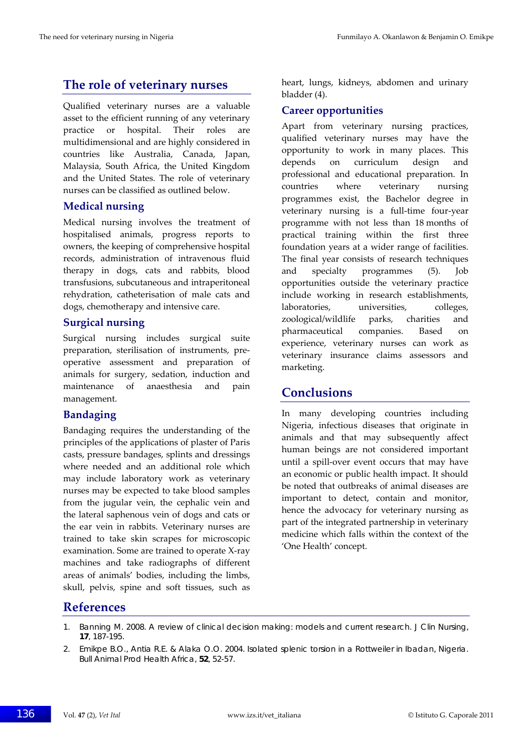## The role of veterinary nurses

Qualified veterinary nurses are a valuable asset to the efficient running of any veterinary practice or hospital. Their roles are multidimensional and are highly considered in countries like Australia, Canada, Japan, Malaysia, South Africa, the United Kingdom and the United States. The role of veterinary nurses can be classified as outlined below.

### Medical nursing

Medical nursing involves the treatment of hospitalised animals, progress reports to owners, the keeping of comprehensive hospital records, administration of intravenous fluid therapy in dogs, cats and rabbits, blood transfusions, subcutaneous and intraperitoneal rehydration, catheterisation of male cats and dogs, chemotherapy and intensive care.

### Surgical nursing

Surgical nursing includes surgical suite preparation, sterilisation of instruments, pre-operative assessment and preparation of animals for surgery, sedation, induction and maintenance of anaesthesia and pain management.

### Bandaging

Bandaging requires the understanding of the principles of the applications of plaster of Paris casts, pressure bandages, splints and dressings where needed and an additional role which may include laboratory work as veterinary nurses may be expected to take blood samples from the jugular vein, the cephalic vein and the lateral saphenous vein of dogs and cats or the ear vein in rabbits. Veterinary nurses are trained to take skin scrapes for microscopic examination. Some are trained to operate X-ray machines and take radiographs of different areas of animals' bodies, including the limbs, skull, pelvis, spine and soft tissues, such as heart, lungs, kidneys, abdomen and urinary bladder (4).

### Career opportunities

Apart from veterinary nursing practices, qualified veterinary nurses may have the opportunity to work in many places. This depends on curriculum design and professional and educational preparation. In countries where veterinary nursing programmes exist, the Bachelor degree in veterinary nursing is a full-time four-year programme with not less than 18 months of practical training within the first three foundation years at a wider range of facilities. The final year consists of research techniques and specialty programmes (5). Job opportunities outside the veterinary practice include working in research establishments, laboratories, universities, colleges, zoological/wildlife parks, charities and pharmaceutical companies. Based on experience, veterinary nurses can work as veterinary insurance claims assessors and marketing.

## Conclusions

In many developing countries including Nigeria, infectious diseases that originate in animals and that may subsequently affect human beings are not considered important until a spill-over event occurs that may have an economic or public health impact. It should be noted that outbreaks of animal diseases are important to detect, contain and monitor, hence the advocacy for veterinary nursing as part of the integrated partnership in veterinary medicine which falls within the context of the 'One Health' concept.

## References

1. Banning M. 2008. A review of clinical decision making: models and current research. J Clin Nursing, **17**, 187-195.
2. Emikpe B.O., Antia R.E. & Alaka O.O. 2004. Isolated splenic torsion in a Rottweiler in Ibadan, Nigeria. Bull Animal Prod Health Africa, **52**, 52-57.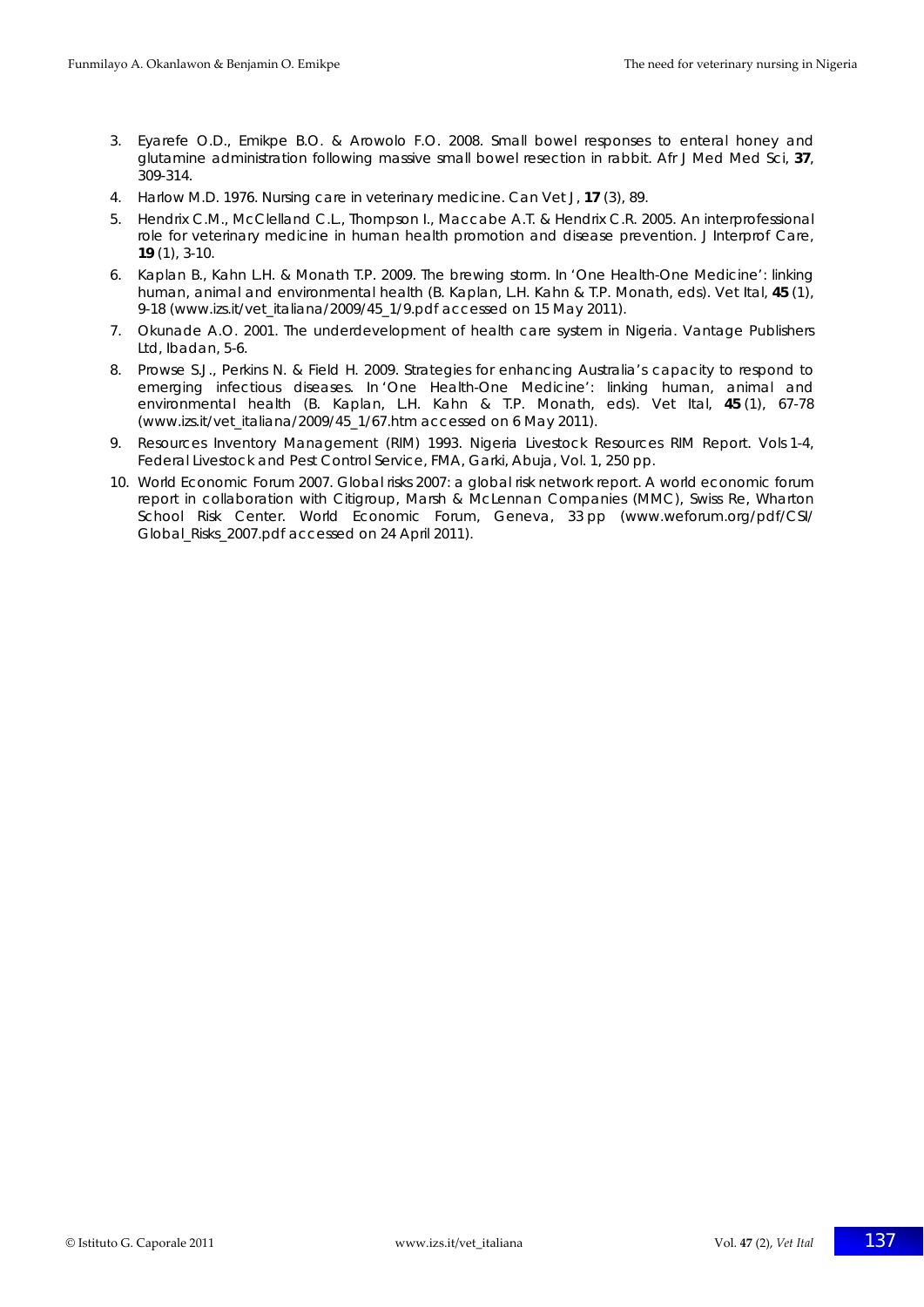3. Eyarefe O.D., Emikpe B.O. & Arowolo F.O. 2008. Small bowel responses to enteral honey and glutamine administration following massive small bowel resection in rabbit. Afr J Med Med Sci, **37**, 309-314.
4. Harlow M.D. 1976. Nursing care in veterinary medicine. Can Vet J, **17** (3), 89.
5. Hendrix C.M., McClelland C.L., Thompson I., Maccabe A.T. & Hendrix C.R. 2005. An interprofessional role for veterinary medicine in human health promotion and disease prevention. J Interprof Care, **19** (1), 3-10.
6. Kaplan B., Kahn L.H. & Monath T.P. 2009. The brewing storm. In 'One Health-One Medicine': linking human, animal and environmental health (B. Kaplan, L.H. Kahn & T.P. Monath, eds). Vet Ital, **45** (1), 9-18 (www.izs.it/vet_italiana/2009/45_1/9.pdf accessed on 15 May 2011).
7. Okunade A.O. 2001. The underdevelopment of health care system in Nigeria. Vantage Publishers Ltd, Ibadan, 5-6.
8. Prowse S.J., Perkins N. & Field H. 2009. Strategies for enhancing Australia's capacity to respond to emerging infectious diseases. In 'One Health-One Medicine': linking human, animal and environmental health (B. Kaplan, L.H. Kahn & T.P. Monath, eds). Vet Ital, **45** (1), 67-78 (www.izs.it/vet_italiana/2009/45_1/67.htm accessed on 6 May 2011).
9. Resources Inventory Management (RIM) 1993. Nigeria Livestock Resources RIM Report. Vols 1-4, Federal Livestock and Pest Control Service, FMA, Garki, Abuja, Vol. 1, 250 pp.
10. World Economic Forum 2007. Global risks 2007: a global risk network report. A world economic forum report in collaboration with Citigroup, Marsh & McLennan Companies (MMC), Swiss Re, Wharton School Risk Center. World Economic Forum, Geneva, 33 pp (www.weforum.org/pdf/CSI/Global_Risks_2007.pdf accessed on 24 April 2011).